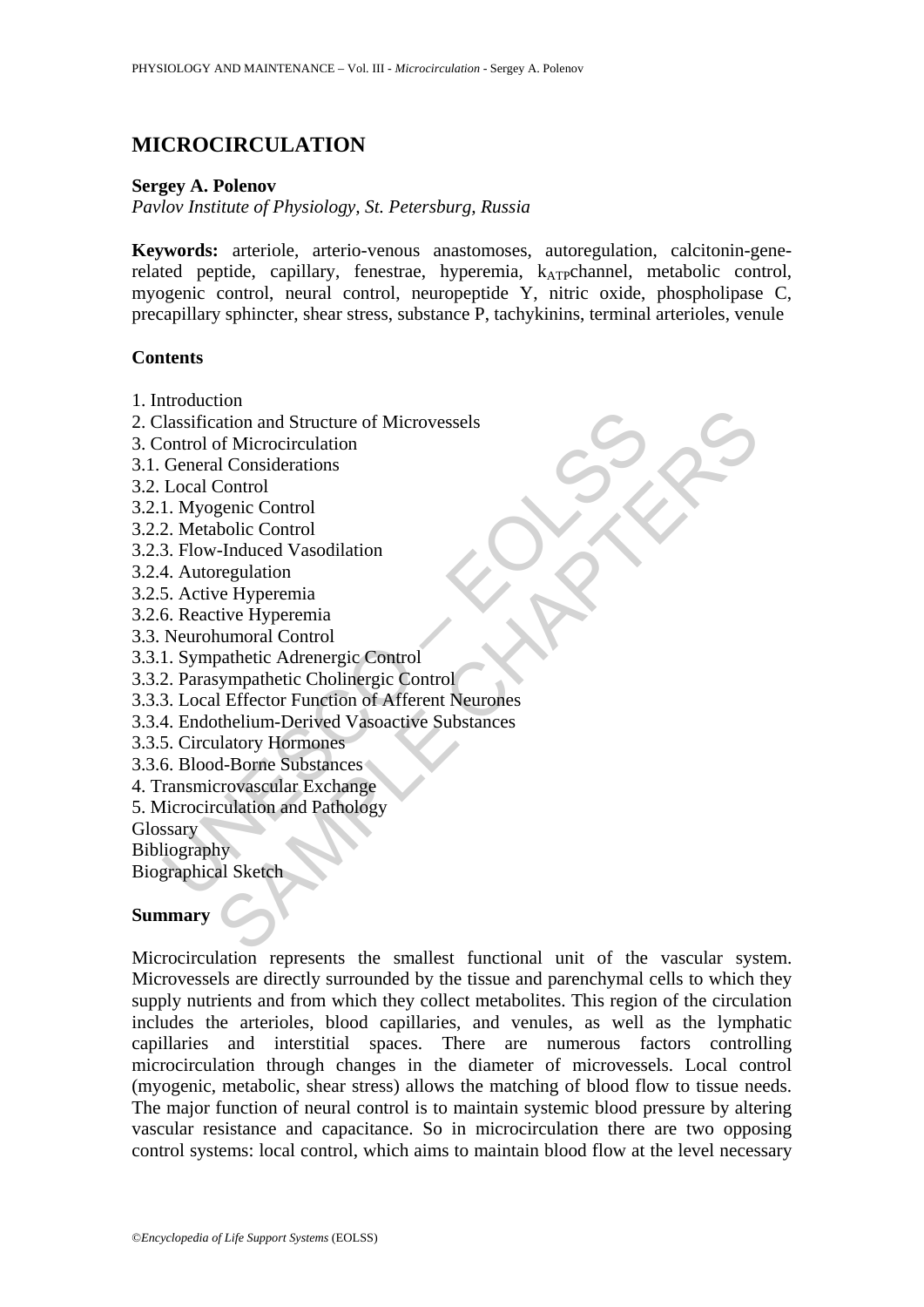# MICROCIRCULATION

**Sergey A. Polenov**

*Pavlov Institute of Physiology, St. Petersburg, Russia*

**Keywords:** arteriole, arterio-venous anastomoses, autoregulation, calcitonin-gene-related peptide, capillary, fenestrae, hyperemia, $k_{ATP}$channel, metabolic control, myogenic control, neural control, neuropeptide Y, nitric oxide, phospholipase C, precapillary sphincter, shear stress, substance P, tachykinins, terminal arterioles, venule

## Contents

1. Introduction
2. Classification and Structure of Microvessels
3. Control of Microcirculation
3.1. General Considerations
3.2. Local Control
3.2.1. Myogenic Control
3.2.2. Metabolic Control
3.2.3. Flow-Induced Vasodilation
3.2.4. Autoregulation
3.2.5. Active Hyperemia
3.2.6. Reactive Hyperemia
3.3. Neurohumoral Control
3.3.1. Sympathetic Adrenergic Control
3.3.2. Parasympathetic Cholinergic Control
3.3.3. Local Effector Function of Afferent Neurones
3.3.4. Endothelium-Derived Vasoactive Substances
3.3.5. Circulatory Hormones
3.3.6. Blood-Borne Substances
4. Transmicrovascular Exchange
5. Microcirculation and Pathology
Glossary
Bibliography
Biographical Sketch

## Summary

Microcirculation represents the smallest functional unit of the vascular system. Microvessels are directly surrounded by the tissue and parenchymal cells to which they supply nutrients and from which they collect metabolites. This region of the circulation includes the arterioles, blood capillaries, and venules, as well as the lymphatic capillaries and interstitial spaces. There are numerous factors controlling microcirculation through changes in the diameter of microvessels. Local control (myogenic, metabolic, shear stress) allows the matching of blood flow to tissue needs. The major function of neural control is to maintain systemic blood pressure by altering vascular resistance and capacitance. So in microcirculation there are two opposing control systems: local control, which aims to maintain blood flow at the level necessary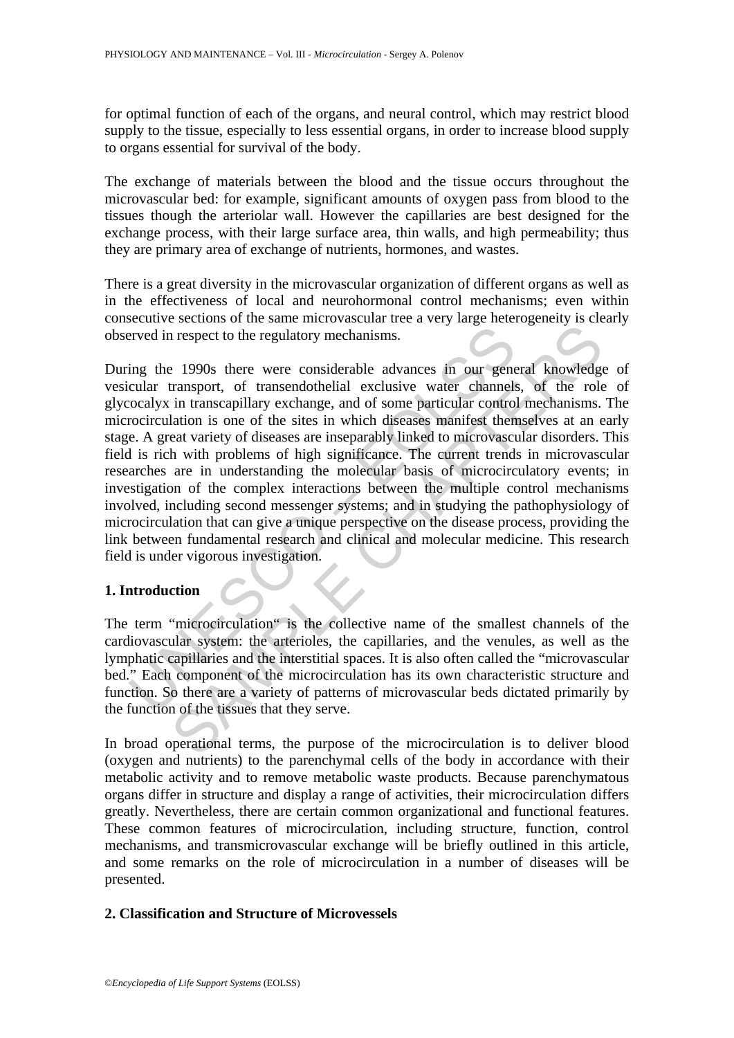for optimal function of each of the organs, and neural control, which may restrict blood supply to the tissue, especially to less essential organs, in order to increase blood supply to organs essential for survival of the body.

The exchange of materials between the blood and the tissue occurs throughout the microvascular bed: for example, significant amounts of oxygen pass from blood to the tissues though the arteriolar wall. However the capillaries are best designed for the exchange process, with their large surface area, thin walls, and high permeability; thus they are primary area of exchange of nutrients, hormones, and wastes.

There is a great diversity in the microvascular organization of different organs as well as in the effectiveness of local and neurohormonal control mechanisms; even within consecutive sections of the same microvascular tree a very large heterogeneity is clearly observed in respect to the regulatory mechanisms.

During the 1990s there were considerable advances in our general knowledge of vesicular transport, of transendothelial exclusive water channels, of the role of glycocalyx in transcapillary exchange, and of some particular control mechanisms. The microcirculation is one of the sites in which diseases manifest themselves at an early stage. A great variety of diseases are inseparably linked to microvascular disorders. This field is rich with problems of high significance. The current trends in microvascular researches are in understanding the molecular basis of microcirculatory events; in investigation of the complex interactions between the multiple control mechanisms involved, including second messenger systems; and in studying the pathophysiology of microcirculation that can give a unique perspective on the disease process, providing the link between fundamental research and clinical and molecular medicine. This research field is under vigorous investigation.

## 1. Introduction

The term "microcirculation" is the collective name of the smallest channels of the cardiovascular system: the arterioles, the capillaries, and the venules, as well as the lymphatic capillaries and the interstitial spaces. It is also often called the "microvascular bed." Each component of the microcirculation has its own characteristic structure and function. So there are a variety of patterns of microvascular beds dictated primarily by the function of the tissues that they serve.

In broad operational terms, the purpose of the microcirculation is to deliver blood (oxygen and nutrients) to the parenchymal cells of the body in accordance with their metabolic activity and to remove metabolic waste products. Because parenchymatous organs differ in structure and display a range of activities, their microcirculation differs greatly. Nevertheless, there are certain common organizational and functional features. These common features of microcirculation, including structure, function, control mechanisms, and transmicrovascular exchange will be briefly outlined in this article, and some remarks on the role of microcirculation in a number of diseases will be presented.

## 2. Classification and Structure of Microvessels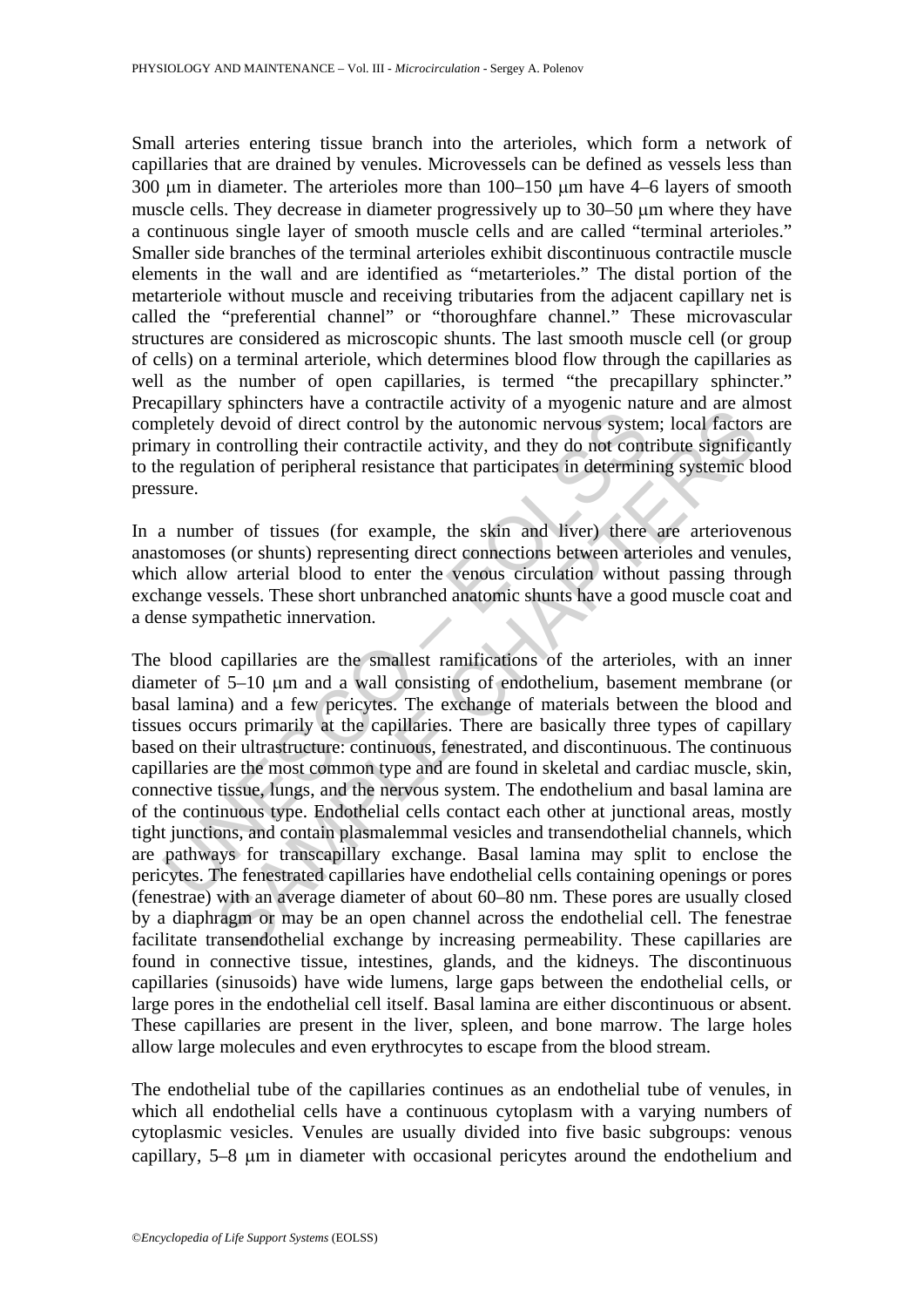Small arteries entering tissue branch into the arterioles, which form a network of capillaries that are drained by venules. Microvessels can be defined as vessels less than 300 μm in diameter. The arterioles more than 100–150 μm have 4–6 layers of smooth muscle cells. They decrease in diameter progressively up to 30–50 μm where they have a continuous single layer of smooth muscle cells and are called "terminal arterioles." Smaller side branches of the terminal arterioles exhibit discontinuous contractile muscle elements in the wall and are identified as "metarterioles." The distal portion of the metarteriole without muscle and receiving tributaries from the adjacent capillary net is called the "preferential channel" or "thoroughfare channel." These microvascular structures are considered as microscopic shunts. The last smooth muscle cell (or group of cells) on a terminal arteriole, which determines blood flow through the capillaries as well as the number of open capillaries, is termed "the precapillary sphincter." Precapillary sphincters have a contractile activity of a myogenic nature and are almost completely devoid of direct control by the autonomic nervous system; local factors are primary in controlling their contractile activity, and they do not contribute significantly to the regulation of peripheral resistance that participates in determining systemic blood pressure.

In a number of tissues (for example, the skin and liver) there are arteriovenous anastomoses (or shunts) representing direct connections between arterioles and venules, which allow arterial blood to enter the venous circulation without passing through exchange vessels. These short unbranched anatomic shunts have a good muscle coat and a dense sympathetic innervation.

The blood capillaries are the smallest ramifications of the arterioles, with an inner diameter of 5–10 μm and a wall consisting of endothelium, basement membrane (or basal lamina) and a few pericytes. The exchange of materials between the blood and tissues occurs primarily at the capillaries. There are basically three types of capillary based on their ultrastructure: continuous, fenestrated, and discontinuous. The continuous capillaries are the most common type and are found in skeletal and cardiac muscle, skin, connective tissue, lungs, and the nervous system. The endothelium and basal lamina are of the continuous type. Endothelial cells contact each other at junctional areas, mostly tight junctions, and contain plasmalemmal vesicles and transendothelial channels, which are pathways for transcapillary exchange. Basal lamina may split to enclose the pericytes. The fenestrated capillaries have endothelial cells containing openings or pores (fenestrae) with an average diameter of about 60–80 nm. These pores are usually closed by a diaphragm or may be an open channel across the endothelial cell. The fenestrae facilitate transendothelial exchange by increasing permeability. These capillaries are found in connective tissue, intestines, glands, and the kidneys. The discontinuous capillaries (sinusoids) have wide lumens, large gaps between the endothelial cells, or large pores in the endothelial cell itself. Basal lamina are either discontinuous or absent. These capillaries are present in the liver, spleen, and bone marrow. The large holes allow large molecules and even erythrocytes to escape from the blood stream.

The endothelial tube of the capillaries continues as an endothelial tube of venules, in which all endothelial cells have a continuous cytoplasm with a varying numbers of cytoplasmic vesicles. Venules are usually divided into five basic subgroups: venous capillary, 5–8 μm in diameter with occasional pericytes around the endothelium and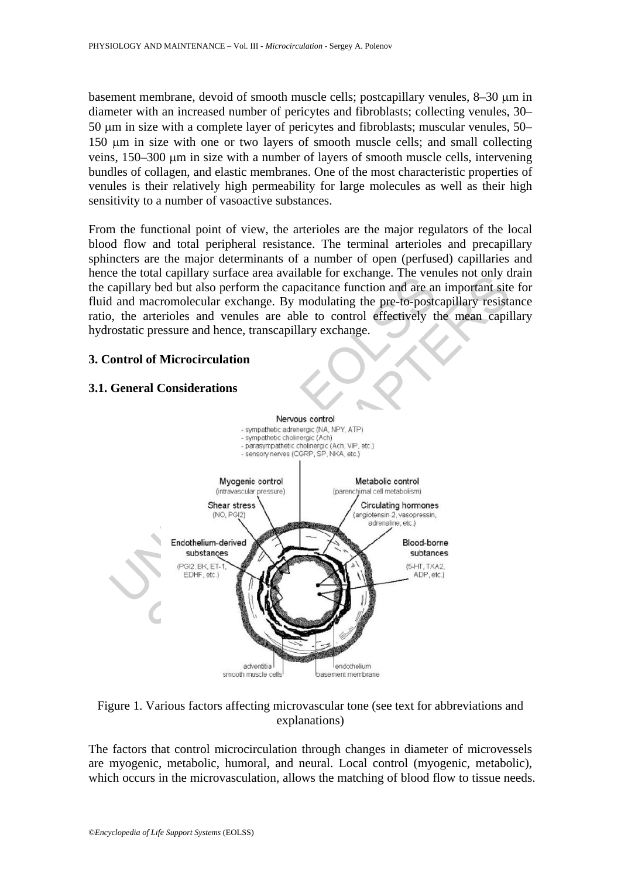basement membrane, devoid of smooth muscle cells; postcapillary venules, 8–30 μm in diameter with an increased number of pericytes and fibroblasts; collecting venules, 30–50 μm in size with a complete layer of pericytes and fibroblasts; muscular venules, 50–150 μm in size with one or two layers of smooth muscle cells; and small collecting veins, 150–300 μm in size with a number of layers of smooth muscle cells, intervening bundles of collagen, and elastic membranes. One of the most characteristic properties of venules is their relatively high permeability for large molecules as well as their high sensitivity to a number of vasoactive substances.

From the functional point of view, the arterioles are the major regulators of the local blood flow and total peripheral resistance. The terminal arterioles and precapillary sphincters are the major determinants of a number of open (perfused) capillaries and hence the total capillary surface area available for exchange. The venules not only drain the capillary bed but also perform the capacitance function and are an important site for fluid and macromolecular exchange. By modulating the pre-to-postcapillary resistance ratio, the arterioles and venules are able to control effectively the mean capillary hydrostatic pressure and hence, transcapillary exchange.

## 3. Control of Microcirculation

### 3.1. General Considerations

Figure 1. Various factors affecting microvascular tone (see text for abbreviations and explanations)

The factors that control microcirculation through changes in diameter of microvessels are myogenic, metabolic, humoral, and neural. Local control (myogenic, metabolic), which occurs in the microvasculation, allows the matching of blood flow to tissue needs.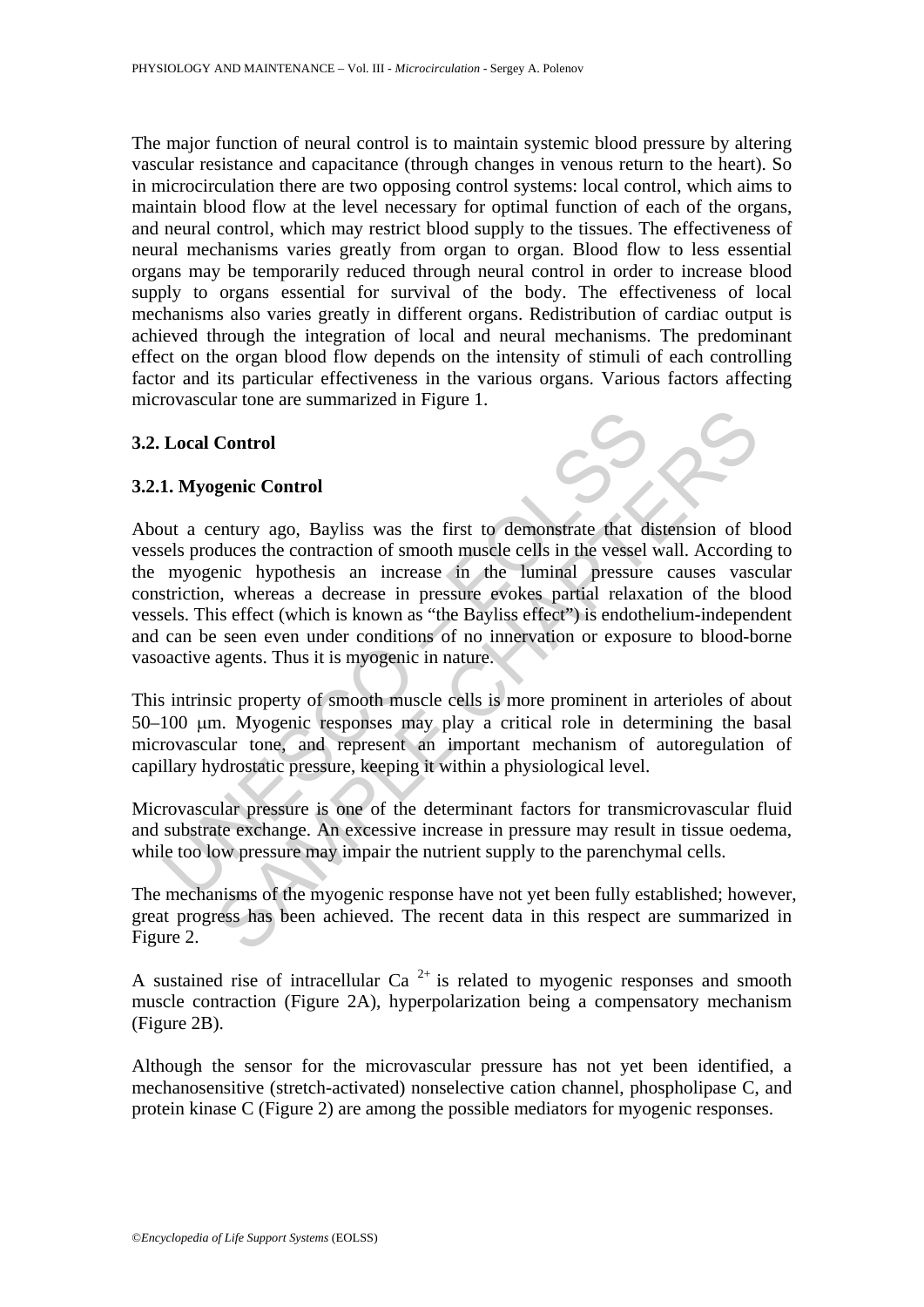The major function of neural control is to maintain systemic blood pressure by altering vascular resistance and capacitance (through changes in venous return to the heart). So in microcirculation there are two opposing control systems: local control, which aims to maintain blood flow at the level necessary for optimal function of each of the organs, and neural control, which may restrict blood supply to the tissues. The effectiveness of neural mechanisms varies greatly from organ to organ. Blood flow to less essential organs may be temporarily reduced through neural control in order to increase blood supply to organs essential for survival of the body. The effectiveness of local mechanisms also varies greatly in different organs. Redistribution of cardiac output is achieved through the integration of local and neural mechanisms. The predominant effect on the organ blood flow depends on the intensity of stimuli of each controlling factor and its particular effectiveness in the various organs. Various factors affecting microvascular tone are summarized in Figure 1.

### 3.2. Local Control

#### 3.2.1. Myogenic Control

About a century ago, Bayliss was the first to demonstrate that distension of blood vessels produces the contraction of smooth muscle cells in the vessel wall. According to the myogenic hypothesis an increase in the luminal pressure causes vascular constriction, whereas a decrease in pressure evokes partial relaxation of the blood vessels. This effect (which is known as "the Bayliss effect") is endothelium-independent and can be seen even under conditions of no innervation or exposure to blood-borne vasoactive agents. Thus it is myogenic in nature.

This intrinsic property of smooth muscle cells is more prominent in arterioles of about 50–100 μm. Myogenic responses may play a critical role in determining the basal microvascular tone, and represent an important mechanism of autoregulation of capillary hydrostatic pressure, keeping it within a physiological level.

Microvascular pressure is one of the determinant factors for transmicrovascular fluid and substrate exchange. An excessive increase in pressure may result in tissue oedema, while too low pressure may impair the nutrient supply to the parenchymal cells.

The mechanisms of the myogenic response have not yet been fully established; however, great progress has been achieved. The recent data in this respect are summarized in Figure 2.

A sustained rise of intracellular $Ca^{2+}$ is related to myogenic responses and smooth muscle contraction (Figure 2A), hyperpolarization being a compensatory mechanism (Figure 2B).

Although the sensor for the microvascular pressure has not yet been identified, a mechanosensitive (stretch-activated) nonselective cation channel, phospholipase C, and protein kinase C (Figure 2) are among the possible mediators for myogenic responses.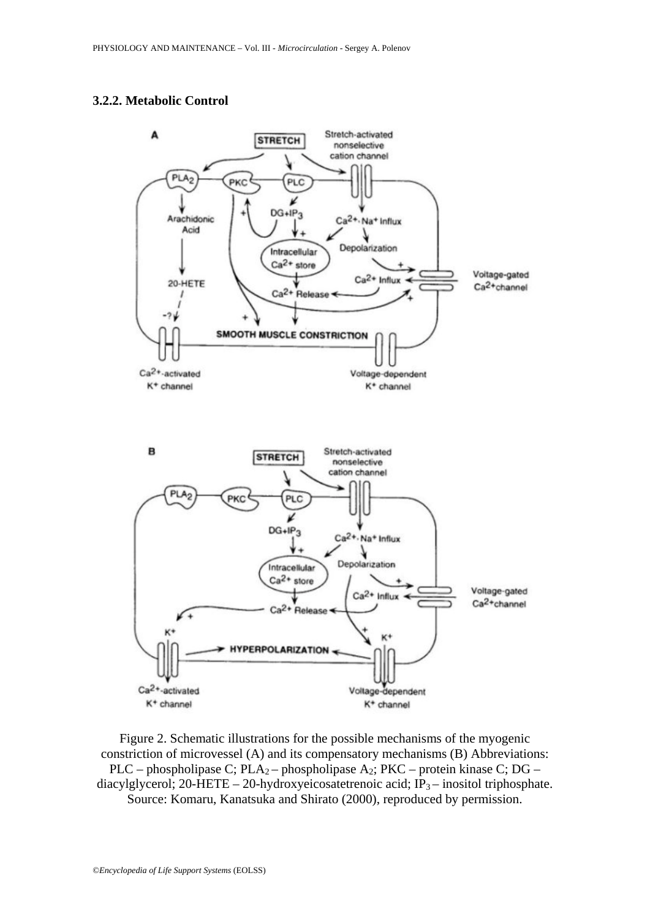### 3.2.2. Metabolic Control

Figure 2. Schematic illustrations for the possible mechanisms of the myogenic constriction of microvessel (A) and its compensatory mechanisms (B) Abbreviations: PLC – phospholipase C; $PLA_2$ – phospholipase $A_2$; PKC – protein kinase C; DG – diacylglycerol; 20-HETE – 20-hydroxyeicosatetrenoic acid; $IP_3$ – inositol triphosphate. Source: Komaru, Kanatsuka and Shirato (2000), reproduced by permission.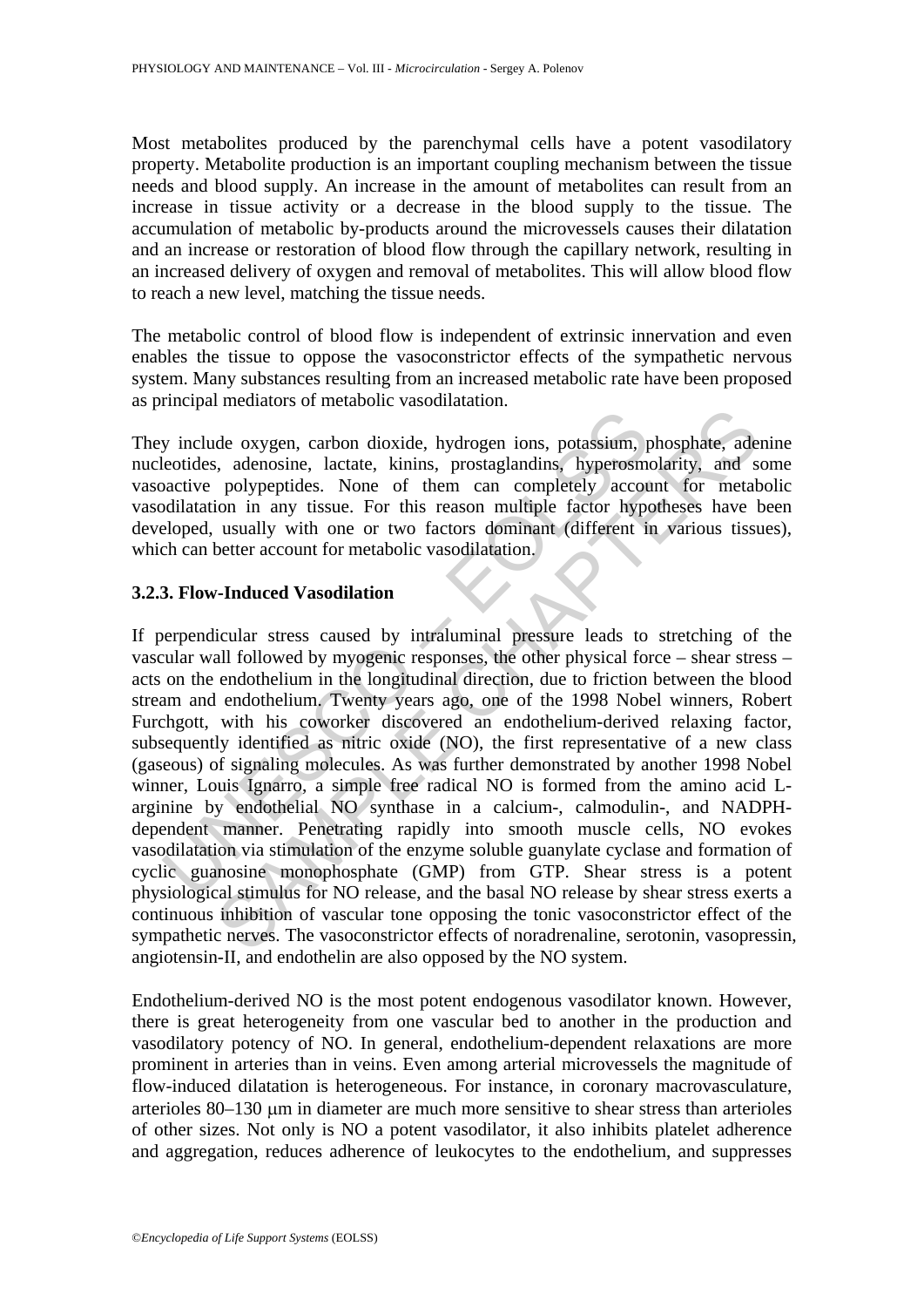Most metabolites produced by the parenchymal cells have a potent vasodilatory property. Metabolite production is an important coupling mechanism between the tissue needs and blood supply. An increase in the amount of metabolites can result from an increase in tissue activity or a decrease in the blood supply to the tissue. The accumulation of metabolic by-products around the microvessels causes their dilatation and an increase or restoration of blood flow through the capillary network, resulting in an increased delivery of oxygen and removal of metabolites. This will allow blood flow to reach a new level, matching the tissue needs.

The metabolic control of blood flow is independent of extrinsic innervation and even enables the tissue to oppose the vasoconstrictor effects of the sympathetic nervous system. Many substances resulting from an increased metabolic rate have been proposed as principal mediators of metabolic vasodilatation.

They include oxygen, carbon dioxide, hydrogen ions, potassium, phosphate, adenine nucleotides, adenosine, lactate, kinins, prostaglandins, hyperosmolarity, and some vasoactive polypeptides. None of them can completely account for metabolic vasodilatation in any tissue. For this reason multiple factor hypotheses have been developed, usually with one or two factors dominant (different in various tissues), which can better account for metabolic vasodilatation.

### 3.2.3. Flow-Induced Vasodilation

If perpendicular stress caused by intraluminal pressure leads to stretching of the vascular wall followed by myogenic responses, the other physical force – shear stress – acts on the endothelium in the longitudinal direction, due to friction between the blood stream and endothelium. Twenty years ago, one of the 1998 Nobel winners, Robert Furchgott, with his coworker discovered an endothelium-derived relaxing factor, subsequently identified as nitric oxide (NO), the first representative of a new class (gaseous) of signaling molecules. As was further demonstrated by another 1998 Nobel winner, Louis Ignarro, a simple free radical NO is formed from the amino acid L-arginine by endothelial NO synthase in a calcium-, calmodulin-, and NADPH-dependent manner. Penetrating rapidly into smooth muscle cells, NO evokes vasodilatation via stimulation of the enzyme soluble guanylate cyclase and formation of cyclic guanosine monophosphate (GMP) from GTP. Shear stress is a potent physiological stimulus for NO release, and the basal NO release by shear stress exerts a continuous inhibition of vascular tone opposing the tonic vasoconstrictor effect of the sympathetic nerves. The vasoconstrictor effects of noradrenaline, serotonin, vasopressin, angiotensin-II, and endothelin are also opposed by the NO system.

Endothelium-derived NO is the most potent endogenous vasodilator known. However, there is great heterogeneity from one vascular bed to another in the production and vasodilatory potency of NO. In general, endothelium-dependent relaxations are more prominent in arteries than in veins. Even among arterial microvessels the magnitude of flow-induced dilatation is heterogeneous. For instance, in coronary macrovasculature, arterioles 80–130 μm in diameter are much more sensitive to shear stress than arterioles of other sizes. Not only is NO a potent vasodilator, it also inhibits platelet adherence and aggregation, reduces adherence of leukocytes to the endothelium, and suppresses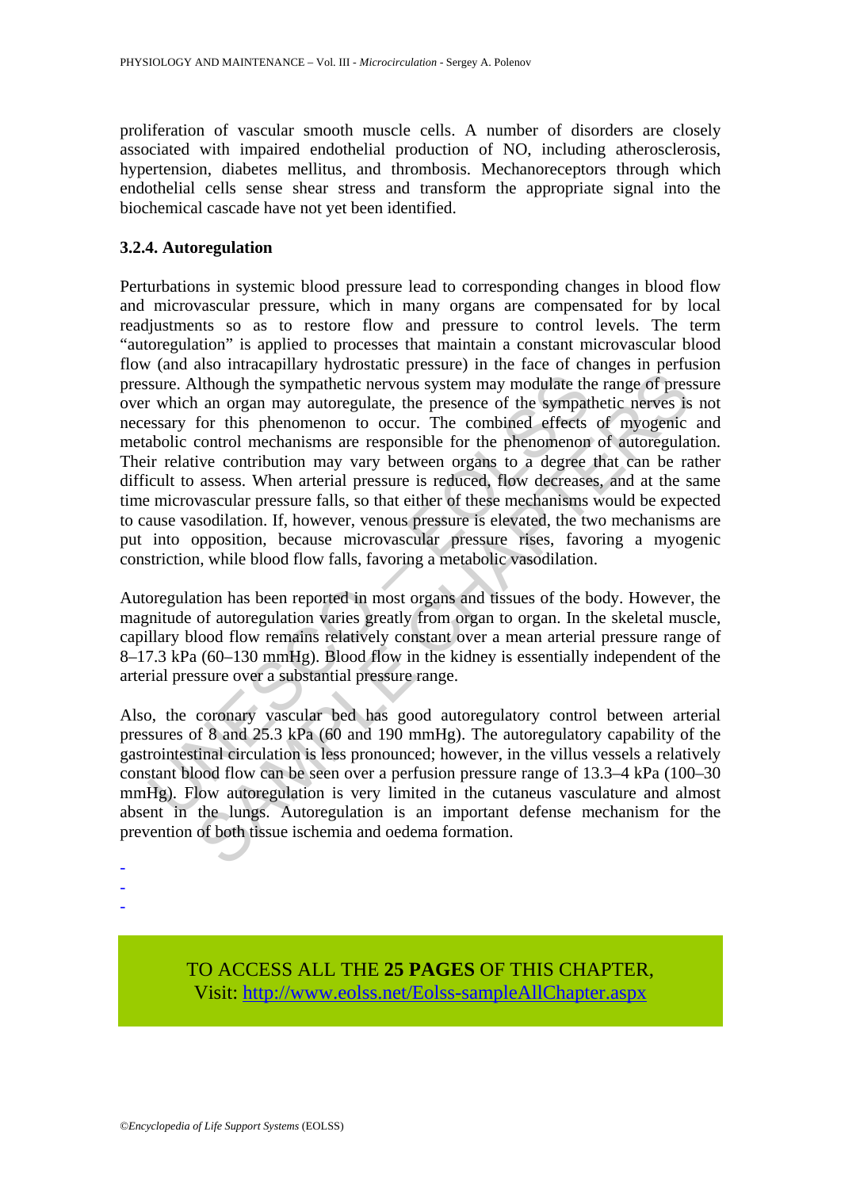proliferation of vascular smooth muscle cells. A number of disorders are closely associated with impaired endothelial production of NO, including atherosclerosis, hypertension, diabetes mellitus, and thrombosis. Mechanoreceptors through which endothelial cells sense shear stress and transform the appropriate signal into the biochemical cascade have not yet been identified.

### 3.2.4. Autoregulation

Perturbations in systemic blood pressure lead to corresponding changes in blood flow and microvascular pressure, which in many organs are compensated for by local readjustments so as to restore flow and pressure to control levels. The term "autoregulation" is applied to processes that maintain a constant microvascular blood flow (and also intracapillary hydrostatic pressure) in the face of changes in perfusion pressure. Although the sympathetic nervous system may modulate the range of pressure over which an organ may autoregulate, the presence of the sympathetic nerves is not necessary for this phenomenon to occur. The combined effects of myogenic and metabolic control mechanisms are responsible for the phenomenon of autoregulation. Their relative contribution may vary between organs to a degree that can be rather difficult to assess. When arterial pressure is reduced, flow decreases, and at the same time microvascular pressure falls, so that either of these mechanisms would be expected to cause vasodilation. If, however, venous pressure is elevated, the two mechanisms are put into opposition, because microvascular pressure rises, favoring a myogenic constriction, while blood flow falls, favoring a metabolic vasodilation.

Autoregulation has been reported in most organs and tissues of the body. However, the magnitude of autoregulation varies greatly from organ to organ. In the skeletal muscle, capillary blood flow remains relatively constant over a mean arterial pressure range of 8–17.3 kPa (60–130 mmHg). Blood flow in the kidney is essentially independent of the arterial pressure over a substantial pressure range.

Also, the coronary vascular bed has good autoregulatory control between arterial pressures of 8 and 25.3 kPa (60 and 190 mmHg). The autoregulatory capability of the gastrointestinal circulation is less pronounced; however, in the villus vessels a relatively constant blood flow can be seen over a perfusion pressure range of 13.3–4 kPa (100–30 mmHg). Flow autoregulation is very limited in the cutaneus vasculature and almost absent in the lungs. Autoregulation is an important defense mechanism for the prevention of both tissue ischemia and oedema formation.

-
-
-

TO ACCESS ALL THE **25 PAGES** OF THIS CHAPTER,
Visit: http://www.eolss.net/Eolss-sampleAllChapter.aspx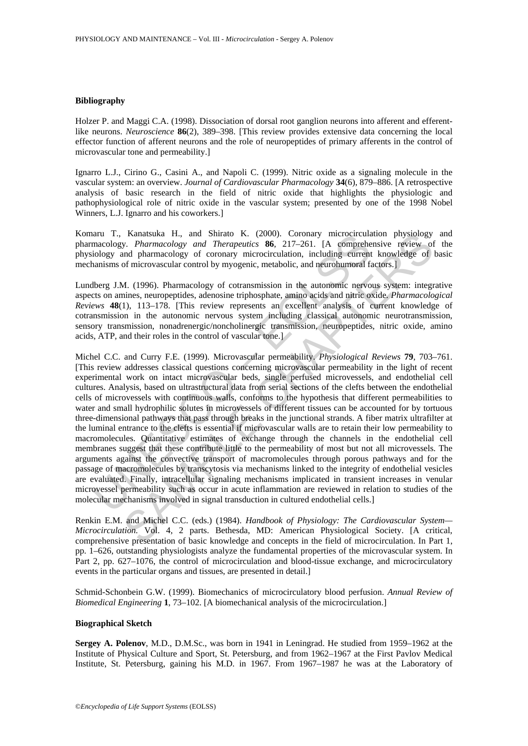### Bibliography

Holzer P. and Maggi C.A. (1998). Dissociation of dorsal root ganglion neurons into afferent and efferent-like neurons. *Neuroscience* **86**(2), 389–398. [This review provides extensive data concerning the local effector function of afferent neurons and the role of neuropeptides of primary afferents in the control of microvascular tone and permeability.]

Ignarro L.J., Cirino G., Casini A., and Napoli C. (1999). Nitric oxide as a signaling molecule in the vascular system: an overview. *Journal of Cardiovascular Pharmacology* **34**(6), 879–886. [A retrospective analysis of basic research in the field of nitric oxide that highlights the physiologic and pathophysiological role of nitric oxide in the vascular system; presented by one of the 1998 Nobel Winners, L.J. Ignarro and his coworkers.]

Komaru T., Kanatsuka H., and Shirato K. (2000). Coronary microcirculation physiology and pharmacology. *Pharmacology and Therapeutics* **86**, 217–261. [A comprehensive review of the physiology and pharmacology of coronary microcirculation, including current knowledge of basic mechanisms of microvascular control by myogenic, metabolic, and neurohumoral factors.]

Lundberg J.M. (1996). Pharmacology of cotransmission in the autonomic nervous system: integrative aspects on amines, neuropeptides, adenosine triphosphate, amino acids and nitric oxide. *Pharmacological Reviews* **48**(1), 113–178. [This review represents an excellent analysis of current knowledge of cotransmission in the autonomic nervous system including classical autonomic neurotransmission, sensory transmission, nonadrenergic/noncholinergic transmission, neuropeptides, nitric oxide, amino acids, ATP, and their roles in the control of vascular tone.]

Michel C.C. and Curry F.E. (1999). Microvascular permeability. *Physiological Reviews* **79**, 703–761. [This review addresses classical questions concerning microvascular permeability in the light of recent experimental work on intact microvascular beds, single perfused microvessels, and endothelial cell cultures. Analysis, based on ultrastructural data from serial sections of the clefts between the endothelial cells of microvessels with continuous walls, conforms to the hypothesis that different permeabilities to water and small hydrophilic solutes in microvessels of different tissues can be accounted for by tortuous three-dimensional pathways that pass through breaks in the junctional strands. A fiber matrix ultrafilter at the luminal entrance to the clefts is essential if microvascular walls are to retain their low permeability to macromolecules. Quantitative estimates of exchange through the channels in the endothelial cell membranes suggest that these contribute little to the permeability of most but not all microvessels. The arguments against the convective transport of macromolecules through porous pathways and for the passage of macromolecules by transcytosis via mechanisms linked to the integrity of endothelial vesicles are evaluated. Finally, intracellular signaling mechanisms implicated in transient increases in venular microvessel permeability such as occur in acute inflammation are reviewed in relation to studies of the molecular mechanisms involved in signal transduction in cultured endothelial cells.]

Renkin E.M. and Michel C.C. (eds.) (1984). *Handbook of Physiology: The Cardiovascular System—Microcirculation.* Vol. 4, 2 parts. Bethesda, MD: American Physiological Society. [A critical, comprehensive presentation of basic knowledge and concepts in the field of microcirculation. In Part 1, pp. 1–626, outstanding physiologists analyze the fundamental properties of the microvascular system. In Part 2, pp. 627–1076, the control of microcirculation and blood-tissue exchange, and microcirculatory events in the particular organs and tissues, are presented in detail.]

Schmid-Schonbein G.W. (1999). Biomechanics of microcirculatory blood perfusion. *Annual Review of Biomedical Engineering* **1**, 73–102. [A biomechanical analysis of the microcirculation.]

### Biographical Sketch

**Sergey A. Polenov**, M.D., D.M.Sc., was born in 1941 in Leningrad. He studied from 1959–1962 at the Institute of Physical Culture and Sport, St. Petersburg, and from 1962–1967 at the First Pavlov Medical Institute, St. Petersburg, gaining his M.D. in 1967. From 1967–1987 he was at the Laboratory of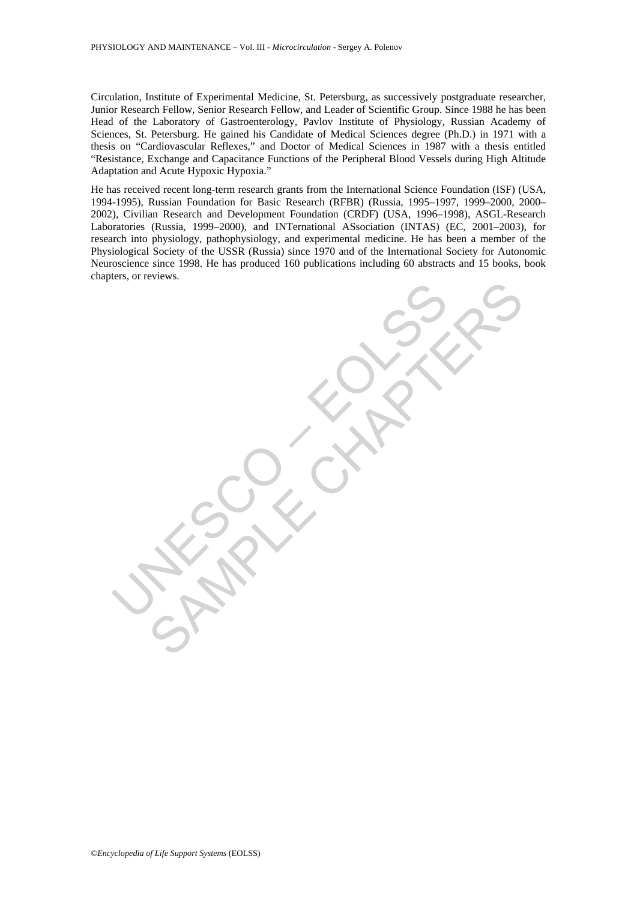Circulation, Institute of Experimental Medicine, St. Petersburg, as successively postgraduate researcher, Junior Research Fellow, Senior Research Fellow, and Leader of Scientific Group. Since 1988 he has been Head of the Laboratory of Gastroenterology, Pavlov Institute of Physiology, Russian Academy of Sciences, St. Petersburg. He gained his Candidate of Medical Sciences degree (Ph.D.) in 1971 with a thesis on "Cardiovascular Reflexes," and Doctor of Medical Sciences in 1987 with a thesis entitled "Resistance, Exchange and Capacitance Functions of the Peripheral Blood Vessels during High Altitude Adaptation and Acute Hypoxic Hypoxia."

He has received recent long-term research grants from the International Science Foundation (ISF) (USA, 1994-1995), Russian Foundation for Basic Research (RFBR) (Russia, 1995–1997, 1999–2000, 2000–2002), Civilian Research and Development Foundation (CRDF) (USA, 1996–1998), ASGL-Research Laboratories (Russia, 1999–2000), and INTernational ASsociation (INTAS) (EC, 2001–2003), for research into physiology, pathophysiology, and experimental medicine. He has been a member of the Physiological Society of the USSR (Russia) since 1970 and of the International Society for Autonomic Neuroscience since 1998. He has produced 160 publications including 60 abstracts and 15 books, book chapters, or reviews.